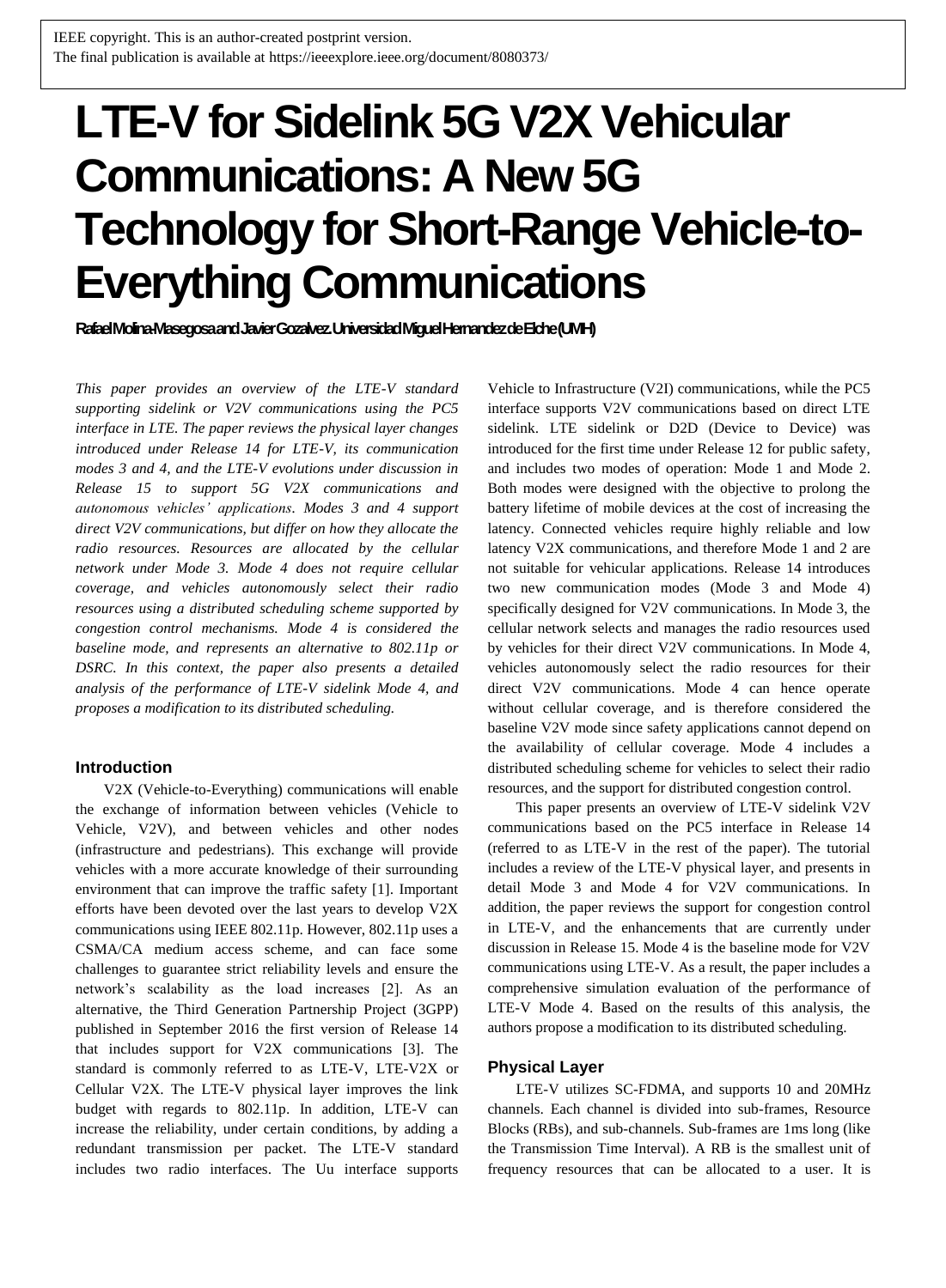IEEE copyright. This is an author-created postprint version.
The final publication is available at https://ieeexplore.ieee.org/document/8080373/

# LTE-V for Sidelink 5G V2X Vehicular Communications: A New 5G Technology for Short-Range Vehicle-to-Everything Communications

**Rafael Molina-Masegosa and Javier Gozalvez. Universidad Miguel Hernandez de Elche (UMH)**

*This paper provides an overview of the LTE-V standard supporting sidelink or V2V communications using the PC5 interface in LTE. The paper reviews the physical layer changes introduced under Release 14 for LTE-V, its communication modes 3 and 4, and the LTE-V evolutions under discussion in Release 15 to support 5G V2X communications and autonomous vehicles' applications. Modes 3 and 4 support direct V2V communications, but differ on how they allocate the radio resources. Resources are allocated by the cellular network under Mode 3. Mode 4 does not require cellular coverage, and vehicles autonomously select their radio resources using a distributed scheduling scheme supported by congestion control mechanisms. Mode 4 is considered the baseline mode, and represents an alternative to 802.11p or DSRC. In this context, the paper also presents a detailed analysis of the performance of LTE-V sidelink Mode 4, and proposes a modification to its distributed scheduling.*

### Introduction

V2X (Vehicle-to-Everything) communications will enable the exchange of information between vehicles (Vehicle to Vehicle, V2V), and between vehicles and other nodes (infrastructure and pedestrians). This exchange will provide vehicles with a more accurate knowledge of their surrounding environment that can improve the traffic safety [1]. Important efforts have been devoted over the last years to develop V2X communications using IEEE 802.11p. However, 802.11p uses a CSMA/CA medium access scheme, and can face some challenges to guarantee strict reliability levels and ensure the network's scalability as the load increases [2]. As an alternative, the Third Generation Partnership Project (3GPP) published in September 2016 the first version of Release 14 that includes support for V2X communications [3]. The standard is commonly referred to as LTE-V, LTE-V2X or Cellular V2X. The LTE-V physical layer improves the link budget with regards to 802.11p. In addition, LTE-V can increase the reliability, under certain conditions, by adding a redundant transmission per packet. The LTE-V standard includes two radio interfaces. The Uu interface supports Vehicle to Infrastructure (V2I) communications, while the PC5 interface supports V2V communications based on direct LTE sidelink. LTE sidelink or D2D (Device to Device) was introduced for the first time under Release 12 for public safety, and includes two modes of operation: Mode 1 and Mode 2. Both modes were designed with the objective to prolong the battery lifetime of mobile devices at the cost of increasing the latency. Connected vehicles require highly reliable and low latency V2X communications, and therefore Mode 1 and 2 are not suitable for vehicular applications. Release 14 introduces two new communication modes (Mode 3 and Mode 4) specifically designed for V2V communications. In Mode 3, the cellular network selects and manages the radio resources used by vehicles for their direct V2V communications. In Mode 4, vehicles autonomously select the radio resources for their direct V2V communications. Mode 4 can hence operate without cellular coverage, and is therefore considered the baseline V2V mode since safety applications cannot depend on the availability of cellular coverage. Mode 4 includes a distributed scheduling scheme for vehicles to select their radio resources, and the support for distributed congestion control.

This paper presents an overview of LTE-V sidelink V2V communications based on the PC5 interface in Release 14 (referred to as LTE-V in the rest of the paper). The tutorial includes a review of the LTE-V physical layer, and presents in detail Mode 3 and Mode 4 for V2V communications. In addition, the paper reviews the support for congestion control in LTE-V, and the enhancements that are currently under discussion in Release 15. Mode 4 is the baseline mode for V2V communications using LTE-V. As a result, the paper includes a comprehensive simulation evaluation of the performance of LTE-V Mode 4. Based on the results of this analysis, the authors propose a modification to its distributed scheduling.

### Physical Layer

LTE-V utilizes SC-FDMA, and supports 10 and 20MHz channels. Each channel is divided into sub-frames, Resource Blocks (RBs), and sub-channels. Sub-frames are 1ms long (like the Transmission Time Interval). A RB is the smallest unit of frequency resources that can be allocated to a user. It is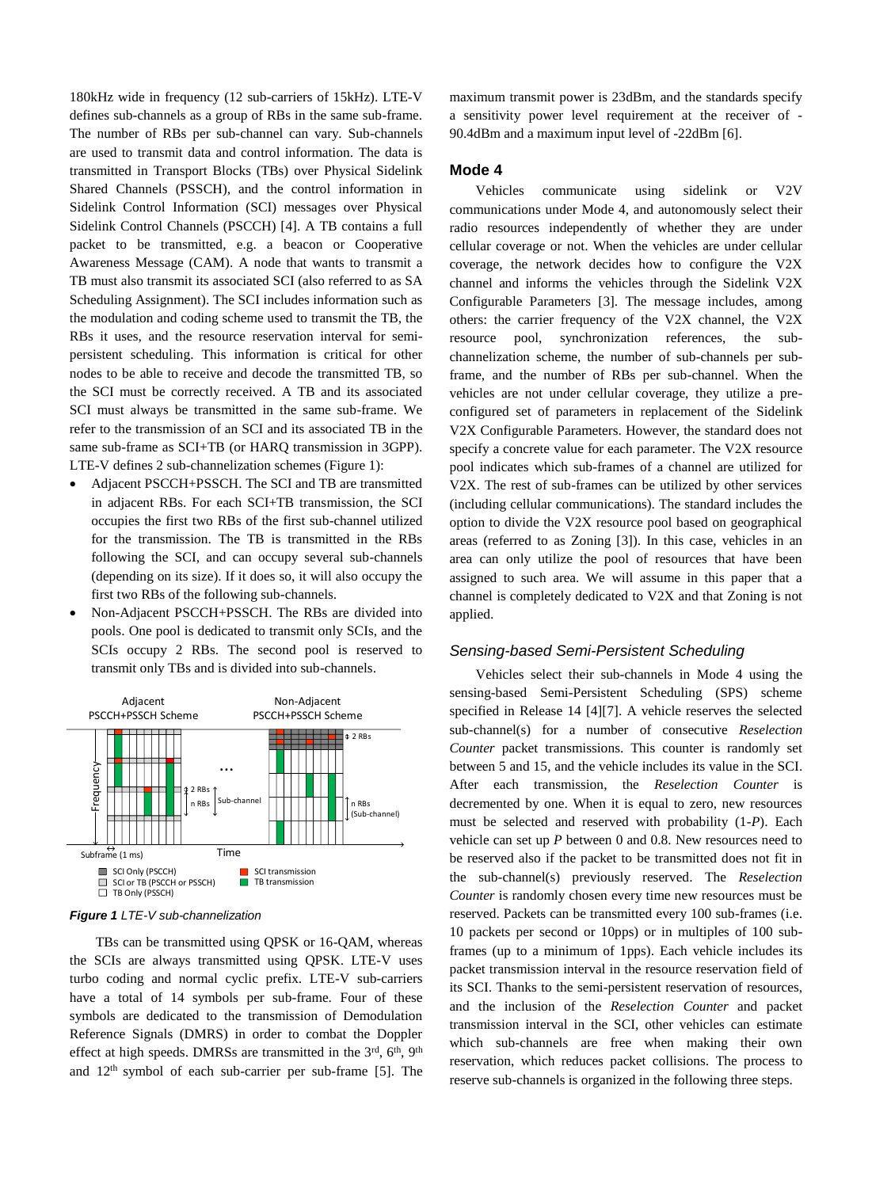180kHz wide in frequency (12 sub-carriers of 15kHz). LTE-V defines sub-channels as a group of RBs in the same sub-frame. The number of RBs per sub-channel can vary. Sub-channels are used to transmit data and control information. The data is transmitted in Transport Blocks (TBs) over Physical Sidelink Shared Channels (PSSCH), and the control information in Sidelink Control Information (SCI) messages over Physical Sidelink Control Channels (PSCCH) [4]. A TB contains a full packet to be transmitted, e.g. a beacon or Cooperative Awareness Message (CAM). A node that wants to transmit a TB must also transmit its associated SCI (also referred to as SA Scheduling Assignment). The SCI includes information such as the modulation and coding scheme used to transmit the TB, the RBs it uses, and the resource reservation interval for semi-persistent scheduling. This information is critical for other nodes to be able to receive and decode the transmitted TB, so the SCI must be correctly received. A TB and its associated SCI must always be transmitted in the same sub-frame. We refer to the transmission of an SCI and its associated TB in the same sub-frame as SCI+TB (or HARQ transmission in 3GPP). LTE-V defines 2 sub-channelization schemes (Figure 1):

- Adjacent PSCCH+PSSCH. The SCI and TB are transmitted in adjacent RBs. For each SCI+TB transmission, the SCI occupies the first two RBs of the first sub-channel utilized for the transmission. The TB is transmitted in the RBs following the SCI, and can occupy several sub-channels (depending on its size). If it does so, it will also occupy the first two RBs of the following sub-channels.
- Non-Adjacent PSCCH+PSSCH. The RBs are divided into pools. One pool is dedicated to transmit only SCIs, and the SCIs occupy 2 RBs. The second pool is reserved to transmit only TBs and is divided into sub-channels.

Adjacent PSCCH+PSSCH Scheme
Non-Adjacent PSCCH+PSSCH Scheme
Frequency
2 RBs
n RBs
Sub-channel
2 RBs
n RBs (Sub-channel)
Subframe (1 ms)
Time
SCI Only (PSCCH)
SCI or TB (PSCCH or PSSCH)
TB Only (PSSCH)
SCI transmission
TB transmission

***Figure 1*** *LTE-V sub-channelization*

TBs can be transmitted using QPSK or 16-QAM, whereas the SCIs are always transmitted using QPSK. LTE-V uses turbo coding and normal cyclic prefix. LTE-V sub-carriers have a total of 14 symbols per sub-frame. Four of these symbols are dedicated to the transmission of Demodulation Reference Signals (DMRS) in order to combat the Doppler effect at high speeds. DMRSs are transmitted in the 3rd, 6th, 9th and 12th symbol of each sub-carrier per sub-frame [5]. The maximum transmit power is 23dBm, and the standards specify a sensitivity power level requirement at the receiver of -90.4dBm and a maximum input level of -22dBm [6].

## Mode 4

Vehicles communicate using sidelink or V2V communications under Mode 4, and autonomously select their radio resources independently of whether they are under cellular coverage or not. When the vehicles are under cellular coverage, the network decides how to configure the V2X channel and informs the vehicles through the Sidelink V2X Configurable Parameters [3]. The message includes, among others: the carrier frequency of the V2X channel, the V2X resource pool, synchronization references, the sub-channelization scheme, the number of sub-channels per sub-frame, and the number of RBs per sub-channel. When the vehicles are not under cellular coverage, they utilize a pre-configured set of parameters in replacement of the Sidelink V2X Configurable Parameters. However, the standard does not specify a concrete value for each parameter. The V2X resource pool indicates which sub-frames of a channel are utilized for V2X. The rest of sub-frames can be utilized by other services (including cellular communications). The standard includes the option to divide the V2X resource pool based on geographical areas (referred to as Zoning [3]). In this case, vehicles in an area can only utilize the pool of resources that have been assigned to such area. We will assume in this paper that a channel is completely dedicated to V2X and that Zoning is not applied.

### *Sensing-based Semi-Persistent Scheduling*

Vehicles select their sub-channels in Mode 4 using the sensing-based Semi-Persistent Scheduling (SPS) scheme specified in Release 14 [4][7]. A vehicle reserves the selected sub-channel(s) for a number of consecutive *Reselection Counter* packet transmissions. This counter is randomly set between 5 and 15, and the vehicle includes its value in the SCI. After each transmission, the *Reselection Counter* is decremented by one. When it is equal to zero, new resources must be selected and reserved with probability (1-$P$). Each vehicle can set up $P$ between 0 and 0.8. New resources need to be reserved also if the packet to be transmitted does not fit in the sub-channel(s) previously reserved. The *Reselection Counter* is randomly chosen every time new resources must be reserved. Packets can be transmitted every 100 sub-frames (i.e. 10 packets per second or 10pps) or in multiples of 100 sub-frames (up to a minimum of 1pps). Each vehicle includes its packet transmission interval in the resource reservation field of its SCI. Thanks to the semi-persistent reservation of resources, and the inclusion of the *Reselection Counter* and packet transmission interval in the SCI, other vehicles can estimate which sub-channels are free when making their own reservation, which reduces packet collisions. The process to reserve sub-channels is organized in the following three steps.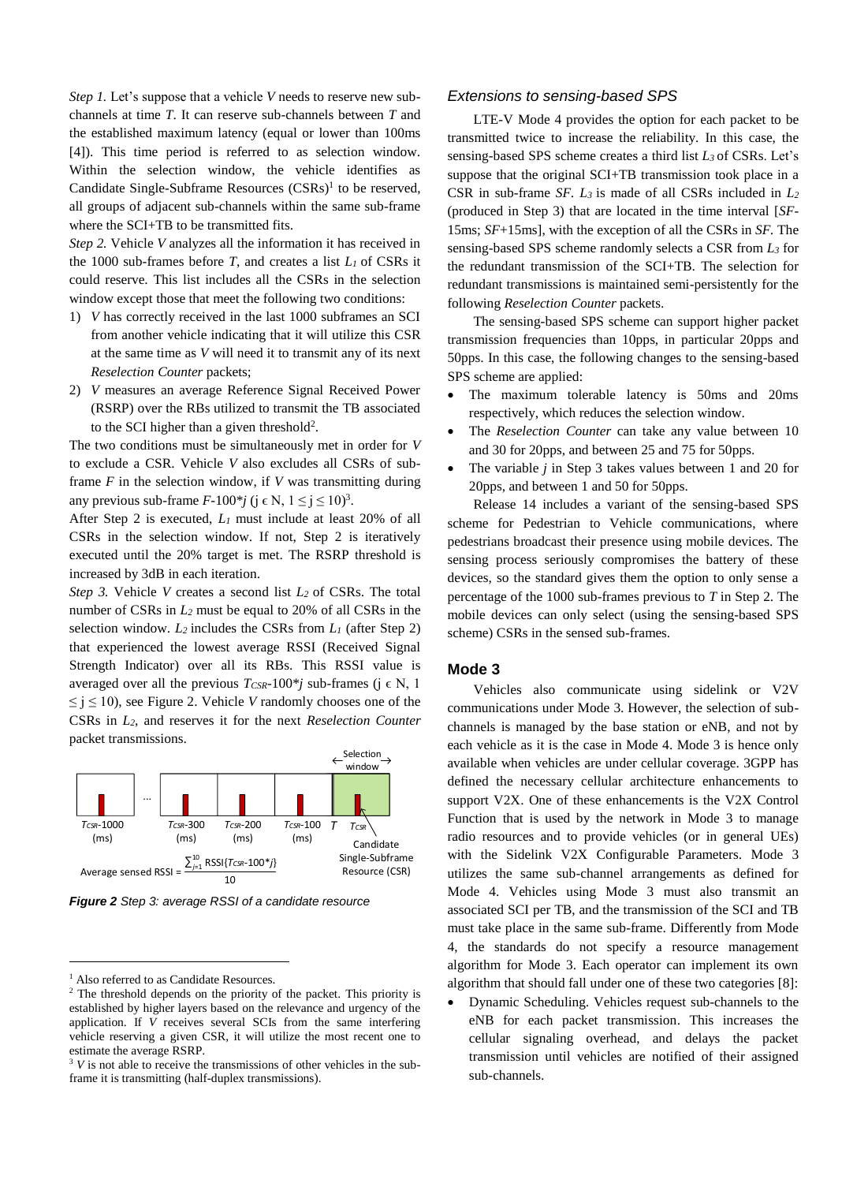*Step 1.* Let's suppose that a vehicle *V* needs to reserve new sub-channels at time *T*. It can reserve sub-channels between *T* and the established maximum latency (equal or lower than 100ms [4]). This time period is referred to as selection window. Within the selection window, the vehicle identifies as Candidate Single-Subframe Resources (CSRs)[1] to be reserved, all groups of adjacent sub-channels within the same sub-frame where the SCI+TB to be transmitted fits.

*Step 2.* Vehicle *V* analyzes all the information it has received in the 1000 sub-frames before *T*, and creates a list $L_1$ of CSRs it could reserve. This list includes all the CSRs in the selection window except those that meet the following two conditions:

1) *V* has correctly received in the last 1000 subframes an SCI from another vehicle indicating that it will utilize this CSR at the same time as *V* will need it to transmit any of its next *Reselection Counter* packets;
2) *V* measures an average Reference Signal Received Power (RSRP) over the RBs utilized to transmit the TB associated to the SCI higher than a given threshold[2].

The two conditions must be simultaneously met in order for *V* to exclude a CSR. Vehicle *V* also excludes all CSRs of sub-frame *F* in the selection window, if *V* was transmitting during any previous sub-frame $F$-100*$j$ ($j \in \mathbb{N}$, $1 \leq j \leq 10$)[3].

After Step 2 is executed, $L_1$ must include at least 20% of all CSRs in the selection window. If not, Step 2 is iteratively executed until the 20% target is met. The RSRP threshold is increased by 3dB in each iteration.

*Step 3.* Vehicle *V* creates a second list $L_2$ of CSRs. The total number of CSRs in $L_2$ must be equal to 20% of all CSRs in the selection window. $L_2$ includes the CSRs from $L_1$ (after Step 2) that experienced the lowest average RSSI (Received Signal Strength Indicator) over all its RBs. This RSSI value is averaged over all the previous $T_{CSR}$-100*$j$ sub-frames ($j \in \mathbb{N}$, $1 \leq j \leq 10$), see Figure 2. Vehicle *V* randomly chooses one of the CSRs in $L_2$, and reserves it for the next *Reselection Counter* packet transmissions.

Selection window
...
$T_{CSR}$-1000 (ms)
$T_{CSR}$-300 (ms)
$T_{CSR}$-200 (ms)
$T_{CSR}$-100 (ms)
$T$
$T_{CSR}$
Candidate Single-Subframe Resource (CSR)

$$\text{Average sensed RSSI} = \frac{\sum_{j=1}^{10} \text{RSSI}\{T_{CSR}\text{-}100*j\}}{10}$$

***Figure 2*** *Step 3: average RSSI of a candidate resource*

### *Extensions to sensing-based SPS*

LTE-V Mode 4 provides the option for each packet to be transmitted twice to increase the reliability. In this case, the sensing-based SPS scheme creates a third list $L_3$ of CSRs. Let's suppose that the original SCI+TB transmission took place in a CSR in sub-frame *SF*. $L_3$ is made of all CSRs included in $L_2$ (produced in Step 3) that are located in the time interval [*SF*-15ms; *SF*+15ms], with the exception of all the CSRs in *SF*. The sensing-based SPS scheme randomly selects a CSR from $L_3$ for the redundant transmission of the SCI+TB. The selection for redundant transmissions is maintained semi-persistently for the following *Reselection Counter* packets.

The sensing-based SPS scheme can support higher packet transmission frequencies than 10pps, in particular 20pps and 50pps. In this case, the following changes to the sensing-based SPS scheme are applied:

- The maximum tolerable latency is 50ms and 20ms respectively, which reduces the selection window.
- The *Reselection Counter* can take any value between 10 and 30 for 20pps, and between 25 and 75 for 50pps.
- The variable *j* in Step 3 takes values between 1 and 20 for 20pps, and between 1 and 50 for 50pps.

Release 14 includes a variant of the sensing-based SPS scheme for Pedestrian to Vehicle communications, where pedestrians broadcast their presence using mobile devices. The sensing process seriously compromises the battery of these devices, so the standard gives them the option to only sense a percentage of the 1000 sub-frames previous to *T* in Step 2. The mobile devices can only select (using the sensing-based SPS scheme) CSRs in the sensed sub-frames.

## **Mode 3**

Vehicles also communicate using sidelink or V2V communications under Mode 3. However, the selection of sub-channels is managed by the base station or eNB, and not by each vehicle as it is the case in Mode 4. Mode 3 is hence only available when vehicles are under cellular coverage. 3GPP has defined the necessary cellular architecture enhancements to support V2X. One of these enhancements is the V2X Control Function that is used by the network in Mode 3 to manage radio resources and to provide vehicles (or in general UEs) with the Sidelink V2X Configurable Parameters. Mode 3 utilizes the same sub-channel arrangements as defined for Mode 4. Vehicles using Mode 3 must also transmit an associated SCI per TB, and the transmission of the SCI and TB must take place in the same sub-frame. Differently from Mode 4, the standards do not specify a resource management algorithm for Mode 3. Each operator can implement its own algorithm that should fall under one of these two categories [8]:

- Dynamic Scheduling. Vehicles request sub-channels to the eNB for each packet transmission. This increases the cellular signaling overhead, and delays the packet transmission until vehicles are notified of their assigned sub-channels.

---

[1] Also referred to as Candidate Resources.

[2] The threshold depends on the priority of the packet. This priority is established by higher layers based on the relevance and urgency of the application. If *V* receives several SCIs from the same interfering vehicle reserving a given CSR, it will utilize the most recent one to estimate the average RSRP.

[3] *V* is not able to receive the transmissions of other vehicles in the sub-frame it is transmitting (half-duplex transmissions).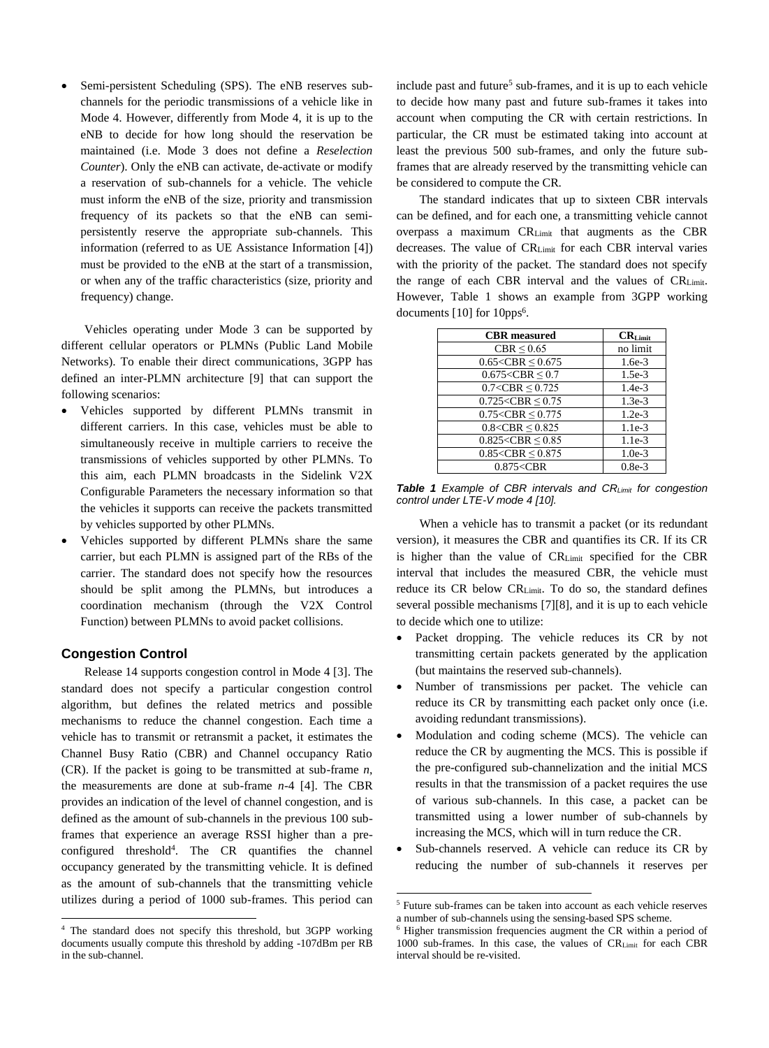- Semi-persistent Scheduling (SPS). The eNB reserves sub-channels for the periodic transmissions of a vehicle like in Mode 4. However, differently from Mode 4, it is up to the eNB to decide for how long should the reservation be maintained (i.e. Mode 3 does not define a *Reselection Counter*). Only the eNB can activate, de-activate or modify a reservation of sub-channels for a vehicle. The vehicle must inform the eNB of the size, priority and transmission frequency of its packets so that the eNB can semi-persistently reserve the appropriate sub-channels. This information (referred to as UE Assistance Information [4]) must be provided to the eNB at the start of a transmission, or when any of the traffic characteristics (size, priority and frequency) change.

Vehicles operating under Mode 3 can be supported by different cellular operators or PLMNs (Public Land Mobile Networks). To enable their direct communications, 3GPP has defined an inter-PLMN architecture [9] that can support the following scenarios:

- Vehicles supported by different PLMNs transmit in different carriers. In this case, vehicles must be able to simultaneously receive in multiple carriers to receive the transmissions of vehicles supported by other PLMNs. To this aim, each PLMN broadcasts in the Sidelink V2X Configurable Parameters the necessary information so that the vehicles it supports can receive the packets transmitted by vehicles supported by other PLMNs.
- Vehicles supported by different PLMNs share the same carrier, but each PLMN is assigned part of the RBs of the carrier. The standard does not specify how the resources should be split among the PLMNs, but introduces a coordination mechanism (through the V2X Control Function) between PLMNs to avoid packet collisions.

## Congestion Control

Release 14 supports congestion control in Mode 4 [3]. The standard does not specify a particular congestion control algorithm, but defines the related metrics and possible mechanisms to reduce the channel congestion. Each time a vehicle has to transmit or retransmit a packet, it estimates the Channel Busy Ratio (CBR) and Channel occupancy Ratio (CR). If the packet is going to be transmitted at sub-frame *n*, the measurements are done at sub-frame *n*-4 [4]. The CBR provides an indication of the level of channel congestion, and is defined as the amount of sub-channels in the previous 100 sub-frames that experience an average RSSI higher than a pre-configured threshold[4]. The CR quantifies the channel occupancy generated by the transmitting vehicle. It is defined as the amount of sub-channels that the transmitting vehicle utilizes during a period of 1000 sub-frames. This period can include past and future[5] sub-frames, and it is up to each vehicle to decide how many past and future sub-frames it takes into account when computing the CR with certain restrictions. In particular, the CR must be estimated taking into account at least the previous 500 sub-frames, and only the future sub-frames that are already reserved by the transmitting vehicle can be considered to compute the CR.

The standard indicates that up to sixteen CBR intervals can be defined, and for each one, a transmitting vehicle cannot overpass a maximum $CR_{Limit}$ that augments as the CBR decreases. The value of $CR_{Limit}$ for each CBR interval varies with the priority of the packet. The standard does not specify the range of each CBR interval and the values of $CR_{Limit}$. However, Table 1 shows an example from 3GPP working documents [10] for 10pps[6].

| CBR measured | $CR_{Limit}$ |
|---|---|
| $CBR \leq 0.65$ | no limit |
| $0.65<CBR \leq 0.675$ | 1.6e-3 |
| $0.675<CBR \leq 0.7$ | 1.5e-3 |
| $0.7<CBR \leq 0.725$ | 1.4e-3 |
| $0.725<CBR \leq 0.75$ | 1.3e-3 |
| $0.75<CBR \leq 0.775$ | 1.2e-3 |
| $0.8<CBR \leq 0.825$ | 1.1e-3 |
| $0.825<CBR \leq 0.85$ | 1.1e-3 |
| $0.85<CBR \leq 0.875$ | 1.0e-3 |
| $0.875<CBR$ | 0.8e-3 |

***Table 1*** *Example of CBR intervals and $CR_{Limit}$ for congestion control under LTE-V mode 4 [10].*

When a vehicle has to transmit a packet (or its redundant version), it measures the CBR and quantifies its CR. If its CR is higher than the value of $CR_{Limit}$ specified for the CBR interval that includes the measured CBR, the vehicle must reduce its CR below $CR_{Limit}$. To do so, the standard defines several possible mechanisms [7][8], and it is up to each vehicle to decide which one to utilize:

- Packet dropping. The vehicle reduces its CR by not transmitting certain packets generated by the application (but maintains the reserved sub-channels).
- Number of transmissions per packet. The vehicle can reduce its CR by transmitting each packet only once (i.e. avoiding redundant transmissions).
- Modulation and coding scheme (MCS). The vehicle can reduce the CR by augmenting the MCS. This is possible if the pre-configured sub-channelization and the initial MCS results in that the transmission of a packet requires the use of various sub-channels. In this case, a packet can be transmitted using a lower number of sub-channels by increasing the MCS, which will in turn reduce the CR.
- Sub-channels reserved. A vehicle can reduce its CR by reducing the number of sub-channels it reserves per

[4] The standard does not specify this threshold, but 3GPP working documents usually compute this threshold by adding -107dBm per RB in the sub-channel.

[5] Future sub-frames can be taken into account as each vehicle reserves a number of sub-channels using the sensing-based SPS scheme.

[6] Higher transmission frequencies augment the CR within a period of 1000 sub-frames. In this case, the values of $CR_{Limit}$ for each CBR interval should be re-visited.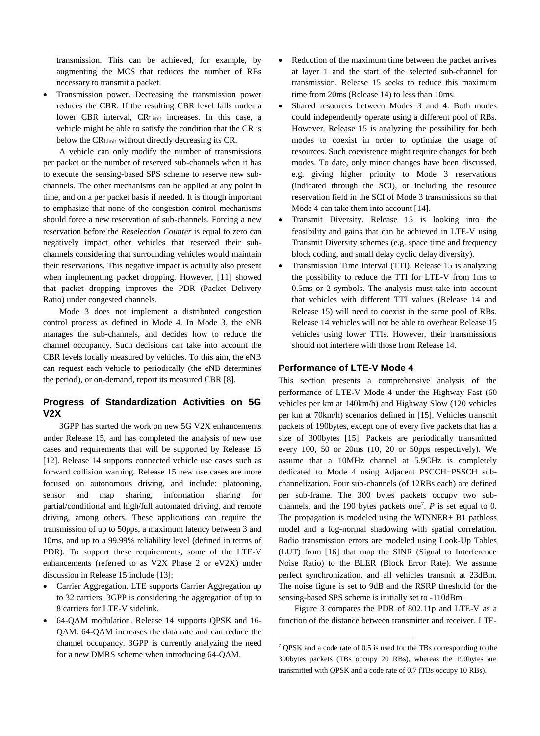transmission. This can be achieved, for example, by augmenting the MCS that reduces the number of RBs necessary to transmit a packet.

- Transmission power. Decreasing the transmission power reduces the CBR. If the resulting CBR level falls under a lower CBR interval, $CR_{Limit}$ increases. In this case, a vehicle might be able to satisfy the condition that the CR is below the $CR_{Limit}$ without directly decreasing its CR.

A vehicle can only modify the number of transmissions per packet or the number of reserved sub-channels when it has to execute the sensing-based SPS scheme to reserve new sub-channels. The other mechanisms can be applied at any point in time, and on a per packet basis if needed. It is though important to emphasize that none of the congestion control mechanisms should force a new reservation of sub-channels. Forcing a new reservation before the *Reselection Counter* is equal to zero can negatively impact other vehicles that reserved their sub-channels considering that surrounding vehicles would maintain their reservations. This negative impact is actually also present when implementing packet dropping. However, [11] showed that packet dropping improves the PDR (Packet Delivery Ratio) under congested channels.

Mode 3 does not implement a distributed congestion control process as defined in Mode 4. In Mode 3, the eNB manages the sub-channels, and decides how to reduce the channel occupancy. Such decisions can take into account the CBR levels locally measured by vehicles. To this aim, the eNB can request each vehicle to periodically (the eNB determines the period), or on-demand, report its measured CBR [8].

## Progress of Standardization Activities on 5G V2X

3GPP has started the work on new 5G V2X enhancements under Release 15, and has completed the analysis of new use cases and requirements that will be supported by Release 15 [12]. Release 14 supports connected vehicle use cases such as forward collision warning. Release 15 new use cases are more focused on autonomous driving, and include: platooning, sensor and map sharing, information sharing for partial/conditional and high/full automated driving, and remote driving, among others. These applications can require the transmission of up to 50pps, a maximum latency between 3 and 10ms, and up to a 99.99% reliability level (defined in terms of PDR). To support these requirements, some of the LTE-V enhancements (referred to as V2X Phase 2 or eV2X) under discussion in Release 15 include [13]:

- Carrier Aggregation. LTE supports Carrier Aggregation up to 32 carriers. 3GPP is considering the aggregation of up to 8 carriers for LTE-V sidelink.
- 64-QAM modulation. Release 14 supports QPSK and 16-QAM. 64-QAM increases the data rate and can reduce the channel occupancy. 3GPP is currently analyzing the need for a new DMRS scheme when introducing 64-QAM.
- Reduction of the maximum time between the packet arrives at layer 1 and the start of the selected sub-channel for transmission. Release 15 seeks to reduce this maximum time from 20ms (Release 14) to less than 10ms.
- Shared resources between Modes 3 and 4. Both modes could independently operate using a different pool of RBs. However, Release 15 is analyzing the possibility for both modes to coexist in order to optimize the usage of resources. Such coexistence might require changes for both modes. To date, only minor changes have been discussed, e.g. giving higher priority to Mode 3 reservations (indicated through the SCI), or including the resource reservation field in the SCI of Mode 3 transmissions so that Mode 4 can take them into account [14].
- Transmit Diversity. Release 15 is looking into the feasibility and gains that can be achieved in LTE-V using Transmit Diversity schemes (e.g. space time and frequency block coding, and small delay cyclic delay diversity).
- Transmission Time Interval (TTI). Release 15 is analyzing the possibility to reduce the TTI for LTE-V from 1ms to 0.5ms or 2 symbols. The analysis must take into account that vehicles with different TTI values (Release 14 and Release 15) will need to coexist in the same pool of RBs. Release 14 vehicles will not be able to overhear Release 15 vehicles using lower TTIs. However, their transmissions should not interfere with those from Release 14.

## Performance of LTE-V Mode 4

This section presents a comprehensive analysis of the performance of LTE-V Mode 4 under the Highway Fast (60 vehicles per km at 140km/h) and Highway Slow (120 vehicles per km at 70km/h) scenarios defined in [15]. Vehicles transmit packets of 190bytes, except one of every five packets that has a size of 300bytes [15]. Packets are periodically transmitted every 100, 50 or 20ms (10, 20 or 50pps respectively). We assume that a 10MHz channel at 5.9GHz is completely dedicated to Mode 4 using Adjacent PSCCH+PSSCH sub-channelization. Four sub-channels (of 12RBs each) are defined per sub-frame. The 300 bytes packets occupy two sub-channels, and the 190 bytes packets one[7]. *P* is set equal to 0. The propagation is modeled using the WINNER+ B1 pathloss model and a log-normal shadowing with spatial correlation. Radio transmission errors are modeled using Look-Up Tables (LUT) from [16] that map the SINR (Signal to Interference Noise Ratio) to the BLER (Block Error Rate). We assume perfect synchronization, and all vehicles transmit at 23dBm. The noise figure is set to 9dB and the RSRP threshold for the sensing-based SPS scheme is initially set to -110dBm.

Figure 3 compares the PDR of 802.11p and LTE-V as a function of the distance between transmitter and receiver. LTE-

[7] QPSK and a code rate of 0.5 is used for the TBs corresponding to the 300bytes packets (TBs occupy 20 RBs), whereas the 190bytes are transmitted with QPSK and a code rate of 0.7 (TBs occupy 10 RBs).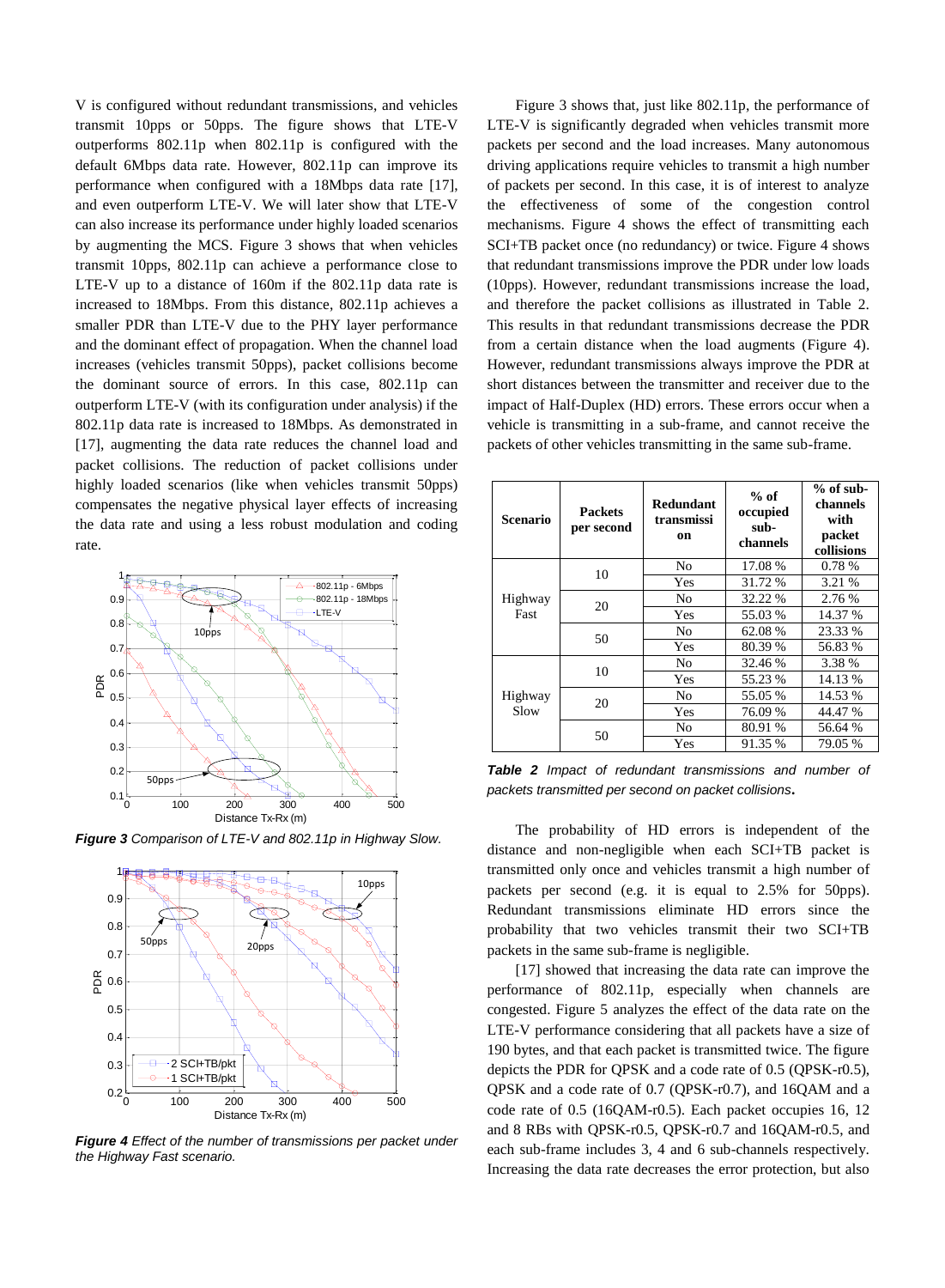V is configured without redundant transmissions, and vehicles transmit 10pps or 50pps. The figure shows that LTE-V outperforms 802.11p when 802.11p is configured with the default 6Mbps data rate. However, 802.11p can improve its performance when configured with a 18Mbps data rate [17], and even outperform LTE-V. We will later show that LTE-V can also increase its performance under highly loaded scenarios by augmenting the MCS. Figure 3 shows that when vehicles transmit 10pps, 802.11p can achieve a performance close to LTE-V up to a distance of 160m if the 802.11p data rate is increased to 18Mbps. From this distance, 802.11p achieves a smaller PDR than LTE-V due to the PHY layer performance and the dominant effect of propagation. When the channel load increases (vehicles transmit 50pps), packet collisions become the dominant source of errors. In this case, 802.11p can outperform LTE-V (with its configuration under analysis) if the 802.11p data rate is increased to 18Mbps. As demonstrated in [17], augmenting the data rate reduces the channel load and packet collisions. The reduction of packet collisions under highly loaded scenarios (like when vehicles transmit 50pps) compensates the negative physical layer effects of increasing the data rate and using a less robust modulation and coding rate.

802.11p - 6Mbps
802.11p - 18Mbps
LTE-V
10pps
50pps
PDR
Distance Tx-Rx (m)

***Figure 3*** *Comparison of LTE-V and 802.11p in Highway Slow.*

10pps
50pps
20pps
2 SCI+TB/pkt
1 SCI+TB/pkt
PDR
Distance Tx-Rx (m)

***Figure 4*** *Effect of the number of transmissions per packet under the Highway Fast scenario.*

Figure 3 shows that, just like 802.11p, the performance of LTE-V is significantly degraded when vehicles transmit more packets per second and the load increases. Many autonomous driving applications require vehicles to transmit a high number of packets per second. In this case, it is of interest to analyze the effectiveness of some of the congestion control mechanisms. Figure 4 shows the effect of transmitting each SCI+TB packet once (no redundancy) or twice. Figure 4 shows that redundant transmissions improve the PDR under low loads (10pps). However, redundant transmissions increase the load, and therefore the packet collisions as illustrated in Table 2. This results in that redundant transmissions decrease the PDR from a certain distance when the load augments (Figure 4). However, redundant transmissions always improve the PDR at short distances between the transmitter and receiver due to the impact of Half-Duplex (HD) errors. These errors occur when a vehicle is transmitting in a sub-frame, and cannot receive the packets of other vehicles transmitting in the same sub-frame.

| **Scenario** | **Packets per second** | **Redundant transmission** | **% of occupied sub-channels** | **% of sub-channels with packet collisions** |
|---|---|---|---|---|
| Highway Fast | 10 | No | 17.08 % | 0.78 % |
| | | Yes | 31.72 % | 3.21 % |
| | 20 | No | 32.22 % | 2.76 % |
| | | Yes | 55.03 % | 14.37 % |
| | 50 | No | 62.08 % | 23.33 % |
| | | Yes | 80.39 % | 56.83 % |
| Highway Slow | 10 | No | 32.46 % | 3.38 % |
| | | Yes | 55.23 % | 14.13 % |
| | 20 | No | 55.05 % | 14.53 % |
| | | Yes | 76.09 % | 44.47 % |
| | 50 | No | 80.91 % | 56.64 % |
| | | Yes | 91.35 % | 79.05 % |

***Table 2*** *Impact of redundant transmissions and number of packets transmitted per second on packet collisions.*

The probability of HD errors is independent of the distance and non-negligible when each SCI+TB packet is transmitted only once and vehicles transmit a high number of packets per second (e.g. it is equal to 2.5% for 50pps). Redundant transmissions eliminate HD errors since the probability that two vehicles transmit their two SCI+TB packets in the same sub-frame is negligible.

[17] showed that increasing the data rate can improve the performance of 802.11p, especially when channels are congested. Figure 5 analyzes the effect of the data rate on the LTE-V performance considering that all packets have a size of 190 bytes, and that each packet is transmitted twice. The figure depicts the PDR for QPSK and a code rate of 0.5 (QPSK-r0.5), QPSK and a code rate of 0.7 (QPSK-r0.7), and 16QAM and a code rate of 0.5 (16QAM-r0.5). Each packet occupies 16, 12 and 8 RBs with QPSK-r0.5, QPSK-r0.7 and 16QAM-r0.5, and each sub-frame includes 3, 4 and 6 sub-channels respectively. Increasing the data rate decreases the error protection, but also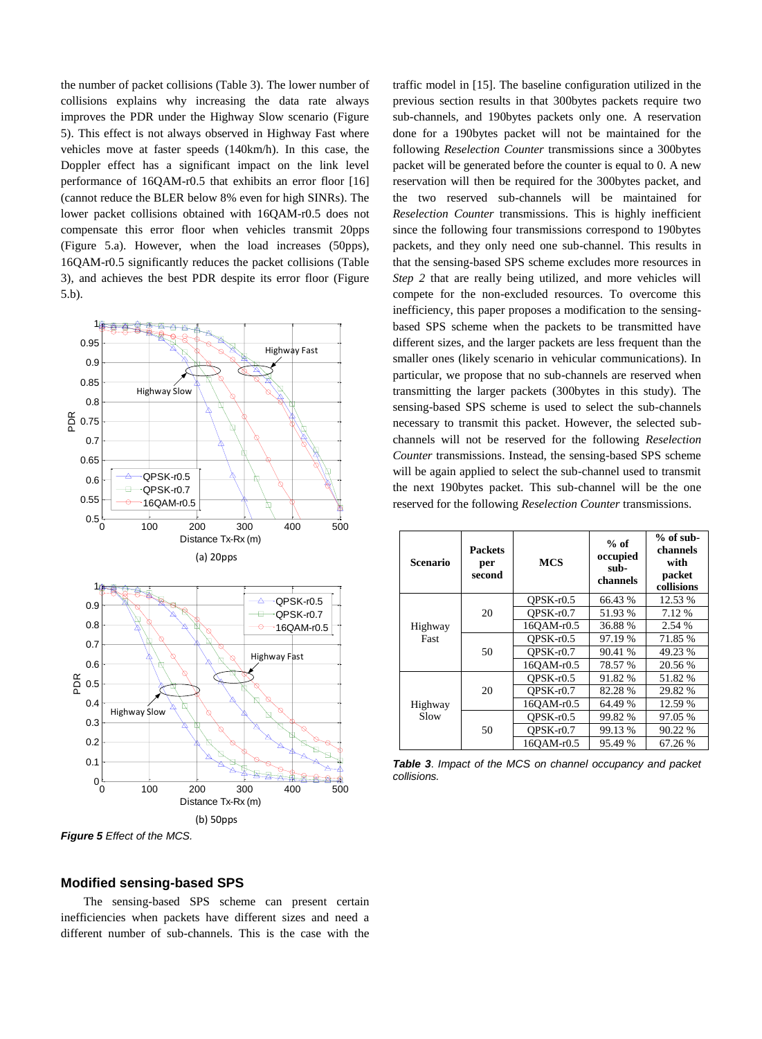the number of packet collisions (Table 3). The lower number of collisions explains why increasing the data rate always improves the PDR under the Highway Slow scenario (Figure 5). This effect is not always observed in Highway Fast where vehicles move at faster speeds (140km/h). In this case, the Doppler effect has a significant impact on the link level performance of 16QAM-r0.5 that exhibits an error floor [16] (cannot reduce the BLER below 8% even for high SINRs). The lower packet collisions obtained with 16QAM-r0.5 does not compensate this error floor when vehicles transmit 20pps (Figure 5.a). However, when the load increases (50pps), 16QAM-r0.5 significantly reduces the packet collisions (Table 3), and achieves the best PDR despite its error floor (Figure 5.b).

(a) 20pps

(b) 50pps

***Figure 5*** *Effect of the MCS.*

## Modified sensing-based SPS

The sensing-based SPS scheme can present certain inefficiencies when packets have different sizes and need a different number of sub-channels. This is the case with the traffic model in [15]. The baseline configuration utilized in the previous section results in that 300bytes packets require two sub-channels, and 190bytes packets only one. A reservation done for a 190bytes packet will not be maintained for the following *Reselection Counter* transmissions since a 300bytes packet will be generated before the counter is equal to 0. A new reservation will then be required for the 300bytes packet, and the two reserved sub-channels will be maintained for *Reselection Counter* transmissions. This is highly inefficient since the following four transmissions correspond to 190bytes packets, and they only need one sub-channel. This results in that the sensing-based SPS scheme excludes more resources in *Step 2* that are really being utilized, and more vehicles will compete for the non-excluded resources. To overcome this inefficiency, this paper proposes a modification to the sensing-based SPS scheme when the packets to be transmitted have different sizes, and the larger packets are less frequent than the smaller ones (likely scenario in vehicular communications). In particular, we propose that no sub-channels are reserved when transmitting the larger packets (300bytes in this study). The sensing-based SPS scheme is used to select the sub-channels necessary to transmit this packet. However, the selected sub-channels will not be reserved for the following *Reselection Counter* transmissions. Instead, the sensing-based SPS scheme will be again applied to select the sub-channel used to transmit the next 190bytes packet. This sub-channel will be the one reserved for the following *Reselection Counter* transmissions.

| Scenario | Packets per second | MCS | % of occupied sub-channels | % of sub-channels with packet collisions |
|---|---|---|---|---|
| Highway Fast | 20 | QPSK-r0.5 | 66.43 % | 12.53 % |
| | | QPSK-r0.7 | 51.93 % | 7.12 % |
| | | 16QAM-r0.5 | 36.88 % | 2.54 % |
| | 50 | QPSK-r0.5 | 97.19 % | 71.85 % |
| | | QPSK-r0.7 | 90.41 % | 49.23 % |
| | | 16QAM-r0.5 | 78.57 % | 20.56 % |
| Highway Slow | 20 | QPSK-r0.5 | 91.82 % | 51.82 % |
| | | QPSK-r0.7 | 82.28 % | 29.82 % |
| | | 16QAM-r0.5 | 64.49 % | 12.59 % |
| | 50 | QPSK-r0.5 | 99.82 % | 97.05 % |
| | | QPSK-r0.7 | 99.13 % | 90.22 % |
| | | 16QAM-r0.5 | 95.49 % | 67.26 % |

***Table 3****. Impact of the MCS on channel occupancy and packet collisions.*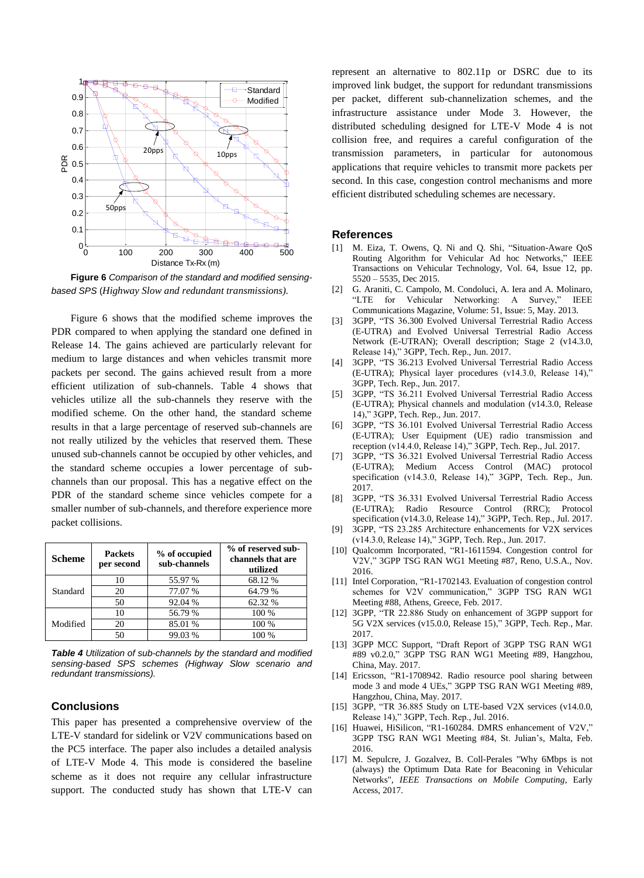1
0.9
0.8
0.7
0.6
0.5
0.4
0.3
0.2
0.1
0
PDR
0
100
200
300
400
500
Distance Tx-Rx (m)
Standard
Modified
20pps
10pps
50pps

**Figure 6** *Comparison of the standard and modified sensing-based SPS (Highway Slow and redundant transmissions).*

Figure 6 shows that the modified scheme improves the PDR compared to when applying the standard one defined in Release 14. The gains achieved are particularly relevant for medium to large distances and when vehicles transmit more packets per second. The gains achieved result from a more efficient utilization of sub-channels. Table 4 shows that vehicles utilize all the sub-channels they reserve with the modified scheme. On the other hand, the standard scheme results in that a large percentage of reserved sub-channels are not really utilized by the vehicles that reserved them. These unused sub-channels cannot be occupied by other vehicles, and the standard scheme occupies a lower percentage of sub-channels than our proposal. This has a negative effect on the PDR of the standard scheme since vehicles compete for a smaller number of sub-channels, and therefore experience more packet collisions.

| Scheme | Packets per second | % of occupied sub-channels | % of reserved sub-channels that are utilized |
|---|---|---|---|
| Standard | 10 | 55.97 % | 68.12 % |
| | 20 | 77.07 % | 64.79 % |
| | 50 | 92.04 % | 62.32 % |
| Modified | 10 | 56.79 % | 100 % |
| | 20 | 85.01 % | 100 % |
| | 50 | 99.03 % | 100 % |

***Table 4*** *Utilization of sub-channels by the standard and modified sensing-based SPS schemes (Highway Slow scenario and redundant transmissions).*

## Conclusions

This paper has presented a comprehensive overview of the LTE-V standard for sidelink or V2V communications based on the PC5 interface. The paper also includes a detailed analysis of LTE-V Mode 4. This mode is considered the baseline scheme as it does not require any cellular infrastructure support. The conducted study has shown that LTE-V can represent an alternative to 802.11p or DSRC due to its improved link budget, the support for redundant transmissions per packet, different sub-channelization schemes, and the infrastructure assistance under Mode 3. However, the distributed scheduling designed for LTE-V Mode 4 is not collision free, and requires a careful configuration of the transmission parameters, in particular for autonomous applications that require vehicles to transmit more packets per second. In this case, congestion control mechanisms and more efficient distributed scheduling schemes are necessary.

## References

[1] M. Eiza, T. Owens, Q. Ni and Q. Shi, "Situation-Aware QoS Routing Algorithm for Vehicular Ad hoc Networks," IEEE Transactions on Vehicular Technology, Vol. 64, Issue 12, pp. 5520 – 5535, Dec 2015.

[2] G. Araniti, C. Campolo, M. Condoluci, A. Iera and A. Molinaro, "LTE for Vehicular Networking: A Survey," IEEE Communications Magazine, Volume: 51, Issue: 5, May. 2013.

[3] 3GPP, "TS 36.300 Evolved Universal Terrestrial Radio Access (E-UTRA) and Evolved Universal Terrestrial Radio Access Network (E-UTRAN); Overall description; Stage 2 (v14.3.0, Release 14)," 3GPP, Tech. Rep., Jun. 2017.

[4] 3GPP, "TS 36.213 Evolved Universal Terrestrial Radio Access (E-UTRA); Physical layer procedures (v14.3.0, Release 14)," 3GPP, Tech. Rep., Jun. 2017.

[5] 3GPP, "TS 36.211 Evolved Universal Terrestrial Radio Access (E-UTRA); Physical channels and modulation (v14.3.0, Release 14)," 3GPP, Tech. Rep., Jun. 2017.

[6] 3GPP, "TS 36.101 Evolved Universal Terrestrial Radio Access (E-UTRA); User Equipment (UE) radio transmission and reception (v14.4.0, Release 14)," 3GPP, Tech. Rep., Jul. 2017.

[7] 3GPP, "TS 36.321 Evolved Universal Terrestrial Radio Access (E-UTRA); Medium Access Control (MAC) protocol specification (v14.3.0, Release 14)," 3GPP, Tech. Rep., Jun. 2017.

[8] 3GPP, "TS 36.331 Evolved Universal Terrestrial Radio Access (E-UTRA); Radio Resource Control (RRC); Protocol specification (v14.3.0, Release 14)," 3GPP, Tech. Rep., Jul. 2017.

[9] 3GPP, "TS 23.285 Architecture enhancements for V2X services (v14.3.0, Release 14)," 3GPP, Tech. Rep., Jun. 2017.

[10] Qualcomm Incorporated, "R1-1611594. Congestion control for V2V," 3GPP TSG RAN WG1 Meeting #87, Reno, U.S.A., Nov. 2016.

[11] Intel Corporation, "R1-1702143. Evaluation of congestion control schemes for V2V communication," 3GPP TSG RAN WG1 Meeting #88, Athens, Greece, Feb. 2017.

[12] 3GPP, "TR 22.886 Study on enhancement of 3GPP support for 5G V2X services (v15.0.0, Release 15)," 3GPP, Tech. Rep., Mar. 2017.

[13] 3GPP MCC Support, "Draft Report of 3GPP TSG RAN WG1 #89 v0.2.0," 3GPP TSG RAN WG1 Meeting #89, Hangzhou, China, May. 2017.

[14] Ericsson, "R1-1708942. Radio resource pool sharing between mode 3 and mode 4 UEs," 3GPP TSG RAN WG1 Meeting #89, Hangzhou, China, May. 2017.

[15] 3GPP, "TR 36.885 Study on LTE-based V2X services (v14.0.0, Release 14)," 3GPP, Tech. Rep., Jul. 2016.

[16] Huawei, HiSilicon, "R1-160284. DMRS enhancement of V2V," 3GPP TSG RAN WG1 Meeting #84, St. Julian's, Malta, Feb. 2016.

[17] M. Sepulcre, J. Gozalvez, B. Coll-Perales "Why 6Mbps is not (always) the Optimum Data Rate for Beaconing in Vehicular Networks", *IEEE Transactions on Mobile Computing*, Early Access, 2017.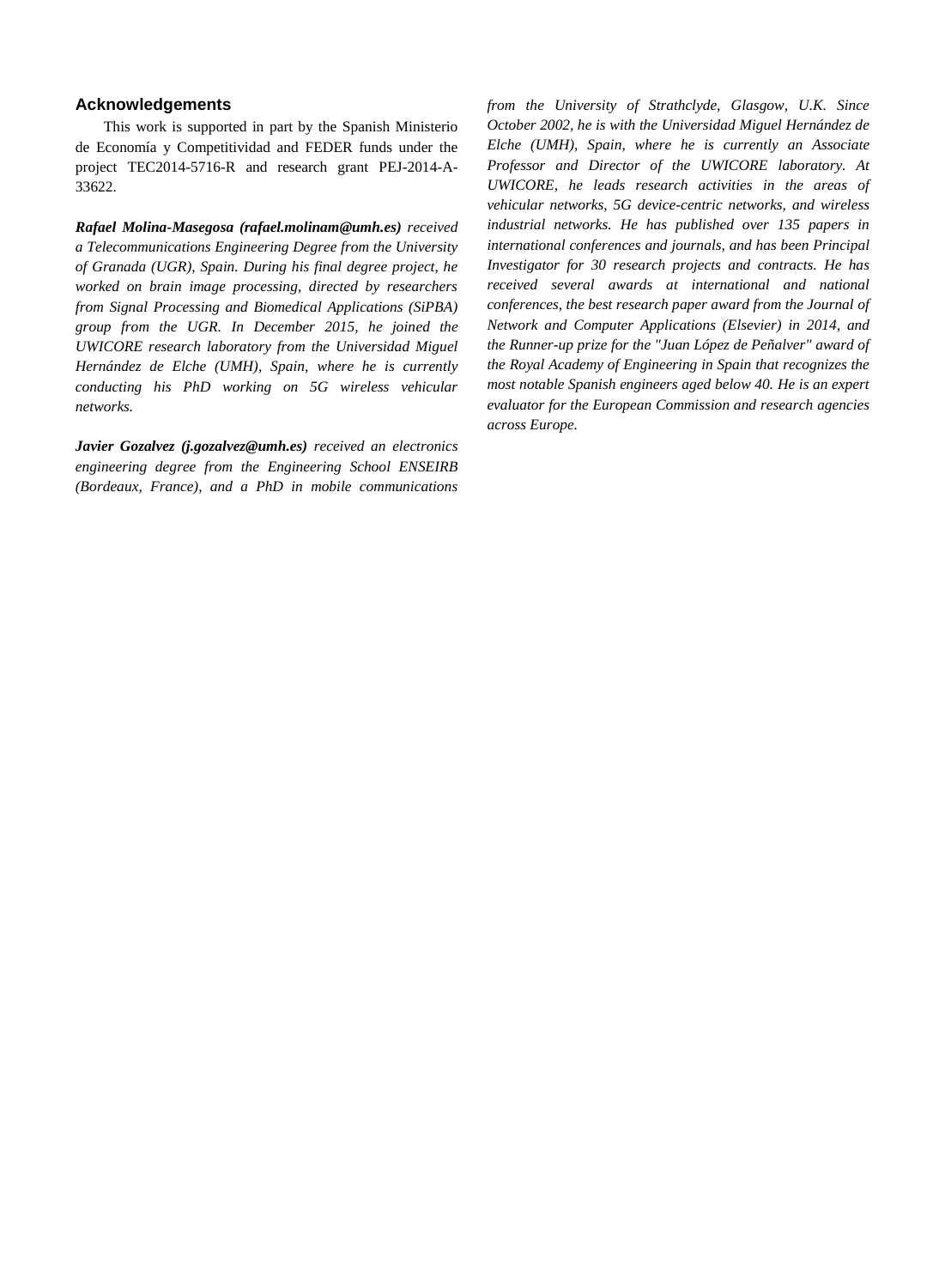## Acknowledgements

This work is supported in part by the Spanish Ministerio de Economía y Competitividad and FEDER funds under the project TEC2014-5716-R and research grant PEJ-2014-A-33622.

***Rafael Molina-Masegosa (rafael.molinam@umh.es)*** *received a Telecommunications Engineering Degree from the University of Granada (UGR), Spain. During his final degree project, he worked on brain image processing, directed by researchers from Signal Processing and Biomedical Applications (SiPBA) group from the UGR. In December 2015, he joined the UWICORE research laboratory from the Universidad Miguel Hernández de Elche (UMH), Spain, where he is currently conducting his PhD working on 5G wireless vehicular networks.*

***Javier Gozalvez (j.gozalvez@umh.es)*** *received an electronics engineering degree from the Engineering School ENSEIRB (Bordeaux, France), and a PhD in mobile communications from the University of Strathclyde, Glasgow, U.K. Since October 2002, he is with the Universidad Miguel Hernández de Elche (UMH), Spain, where he is currently an Associate Professor and Director of the UWICORE laboratory. At UWICORE, he leads research activities in the areas of vehicular networks, 5G device-centric networks, and wireless industrial networks. He has published over 135 papers in international conferences and journals, and has been Principal Investigator for 30 research projects and contracts. He has received several awards at international and national conferences, the best research paper award from the Journal of Network and Computer Applications (Elsevier) in 2014, and the Runner-up prize for the "Juan López de Peñalver" award of the Royal Academy of Engineering in Spain that recognizes the most notable Spanish engineers aged below 40. He is an expert evaluator for the European Commission and research agencies across Europe.*